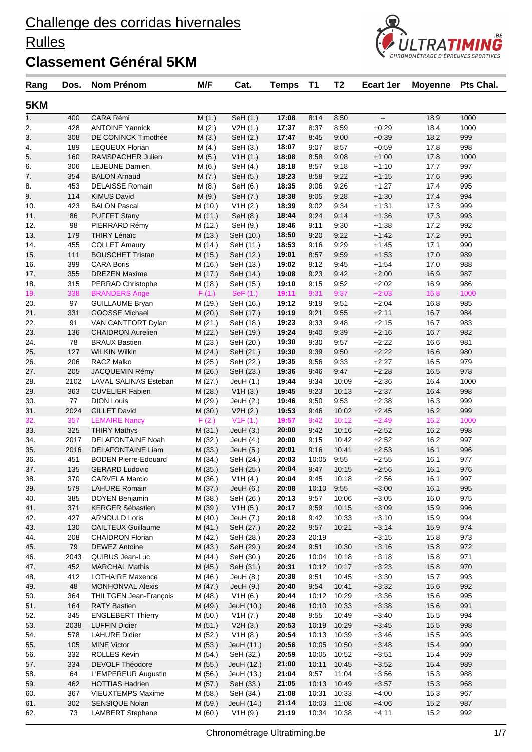# Challenge des corridas hivernales

## Rulles

## Classement Général 5KM

| Rang | Dos. | Nom Prénom | M/F | Cat. | Temps | T1 | T2 | Ecart 1er | Moyenne | Pts Chal. |
|---|---|---|---|---|---|---|---|---|---|---|
| **5KM** | | | | | | | | | | |
| 1. | 400 | CARA Rémi | M (1.) | SeH (1.) | **17:08** | 8:14 | 8:50 | -- | 18.9 | 1000 |
| 2. | 428 | ANTOINE Yannick | M (2.) | V2H (1.) | **17:37** | 8:37 | 8:59 | +0:29 | 18.4 | 1000 |
| 3. | 308 | DE CONINCK Timothée | M (3.) | SeH (2.) | **17:47** | 8:45 | 9:00 | +0:39 | 18.2 | 999 |
| 4. | 189 | LEQUEUX Florian | M (4.) | SeH (3.) | **18:07** | 9:07 | 8:57 | +0:59 | 17.8 | 998 |
| 5. | 160 | RAMSPACHER Julien | M (5.) | V1H (1.) | **18:08** | 8:58 | 9:08 | +1:00 | 17.8 | 1000 |
| 6. | 306 | LEJEUNE Damien | M (6.) | SeH (4.) | **18:18** | 8:57 | 9:18 | +1:10 | 17.7 | 997 |
| 7. | 354 | BALON Arnaud | M (7.) | SeH (5.) | **18:23** | 8:58 | 9:22 | +1:15 | 17.6 | 996 |
| 8. | 453 | DELAISSE Romain | M (8.) | SeH (6.) | **18:35** | 9:06 | 9:26 | +1:27 | 17.4 | 995 |
| 9. | 114 | KIMUS David | M (9.) | SeH (7.) | **18:38** | 9:05 | 9:28 | +1:30 | 17.4 | 994 |
| 10. | 423 | BALON Pascal | M (10.) | V1H (2.) | **18:39** | 9:02 | 9:34 | +1:31 | 17.3 | 999 |
| 11. | 86 | PUFFET Stany | M (11.) | SeH (8.) | **18:44** | 9:24 | 9:14 | +1:36 | 17.3 | 993 |
| 12. | 98 | PIERRARD Rémy | M (12.) | SeH (9.) | **18:46** | 9:11 | 9:30 | +1:38 | 17.2 | 992 |
| 13. | 179 | THIRY Lénaïc | M (13.) | SeH (10.) | **18:50** | 9:20 | 9:22 | +1:42 | 17.2 | 991 |
| 14. | 455 | COLLET Amaury | M (14.) | SeH (11.) | **18:53** | 9:16 | 9:29 | +1:45 | 17.1 | 990 |
| 15. | 111 | BOUSCHET Tristan | M (15.) | SeH (12.) | **19:01** | 8:57 | 9:59 | +1:53 | 17.0 | 989 |
| 16. | 399 | CARA Boris | M (16.) | SeH (13.) | **19:02** | 9:12 | 9:45 | +1:54 | 17.0 | 988 |
| 17. | 355 | DREZEN Maxime | M (17.) | SeH (14.) | **19:08** | 9:23 | 9:42 | +2:00 | 16.9 | 987 |
| 18. | 315 | PERRAD Christophe | M (18.) | SeH (15.) | **19:10** | 9:15 | 9:52 | +2:02 | 16.9 | 986 |
| 19. | 338 | BRANDERS Ange | F (1.) | SeF (1.) | **19:11** | 9:31 | 9:37 | +2:03 | 16.8 | 1000 |
| 20. | 97 | GUILLAUME Bryan | M (19.) | SeH (16.) | **19:12** | 9:19 | 9:51 | +2:04 | 16.8 | 985 |
| 21. | 331 | GOOSSE Michael | M (20.) | SeH (17.) | **19:19** | 9:21 | 9:55 | +2:11 | 16.7 | 984 |
| 22. | 91 | VAN CANTFORT Dylan | M (21.) | SeH (18.) | **19:23** | 9:33 | 9:48 | +2:15 | 16.7 | 983 |
| 23. | 136 | CHAIDRON Aurelien | M (22.) | SeH (19.) | **19:24** | 9:40 | 9:39 | +2:16 | 16.7 | 982 |
| 24. | 78 | BRAUX Bastien | M (23.) | SeH (20.) | **19:30** | 9:30 | 9:57 | +2:22 | 16.6 | 981 |
| 25. | 127 | WILKIN Wilkin | M (24.) | SeH (21.) | **19:30** | 9:39 | 9:50 | +2:22 | 16.6 | 980 |
| 26. | 206 | RACZ Malko | M (25.) | SeH (22.) | **19:35** | 9:56 | 9:33 | +2:27 | 16.5 | 979 |
| 27. | 205 | JACQUEMIN Rémy | M (26.) | SeH (23.) | **19:36** | 9:46 | 9:47 | +2:28 | 16.5 | 978 |
| 28. | 2102 | LAVAL SALINAS Esteban | M (27.) | JeuH (1.) | **19:44** | 9:34 | 10:09 | +2:36 | 16.4 | 1000 |
| 29. | 363 | CUVELIER Fabien | M (28.) | V1H (3.) | **19:45** | 9:23 | 10:13 | +2:37 | 16.4 | 998 |
| 30. | 77 | DION Louis | M (29.) | JeuH (2.) | **19:46** | 9:50 | 9:53 | +2:38 | 16.3 | 999 |
| 31. | 2024 | GILLET David | M (30.) | V2H (2.) | **19:53** | 9:46 | 10:02 | +2:45 | 16.2 | 999 |
| 32. | 357 | LEMAIRE Nancy | F (2.) | V1F (1.) | **19:57** | 9:42 | 10:12 | +2:49 | 16.2 | 1000 |
| 33. | 325 | THIRY Mathys | M (31.) | JeuH (3.) | **20:00** | 9:42 | 10:16 | +2:52 | 16.2 | 998 |
| 34. | 2017 | DELAFONTAINE Noah | M (32.) | JeuH (4.) | **20:00** | 9:15 | 10:42 | +2:52 | 16.2 | 997 |
| 35. | 2016 | DELAFONTAINE Liam | M (33.) | JeuH (5.) | **20:01** | 9:16 | 10:41 | +2:53 | 16.1 | 996 |
| 36. | 451 | BODEN Pierre-Edouard | M (34.) | SeH (24.) | **20:03** | 10:05 | 9:55 | +2:55 | 16.1 | 977 |
| 37. | 135 | GERARD Ludovic | M (35.) | SeH (25.) | **20:04** | 9:47 | 10:15 | +2:56 | 16.1 | 976 |
| 38. | 370 | CARVELA Marcio | M (36.) | V1H (4.) | **20:04** | 9:45 | 10:18 | +2:56 | 16.1 | 997 |
| 39. | 579 | LAHURE Romain | M (37.) | JeuH (6.) | **20:08** | 10:10 | 9:55 | +3:00 | 16.1 | 995 |
| 40. | 385 | DOYEN Benjamin | M (38.) | SeH (26.) | **20:13** | 9:57 | 10:06 | +3:05 | 16.0 | 975 |
| 41. | 371 | KERGER Sébastien | M (39.) | V1H (5.) | **20:17** | 9:59 | 10:15 | +3:09 | 15.9 | 996 |
| 42. | 427 | ARNOULD Loris | M (40.) | JeuH (7.) | **20:18** | 9:42 | 10:33 | +3:10 | 15.9 | 994 |
| 43. | 130 | CAILTEUX Guillaume | M (41.) | SeH (27.) | **20:22** | 9:57 | 10:21 | +3:14 | 15.9 | 974 |
| 44. | 208 | CHAIDRON Florian | M (42.) | SeH (28.) | **20:23** | 20:19 | | +3:15 | 15.8 | 973 |
| 45. | 79 | DEWEZ Antoine | M (43.) | SeH (29.) | **20:24** | 9:51 | 10:30 | +3:16 | 15.8 | 972 |
| 46. | 2043 | QUIBUS Jean-Luc | M (44.) | SeH (30.) | **20:26** | 10:04 | 10:18 | +3:18 | 15.8 | 971 |
| 47. | 452 | MARCHAL Mathis | M (45.) | SeH (31.) | **20:31** | 10:12 | 10:17 | +3:23 | 15.8 | 970 |
| 48. | 412 | LOTHAIRE Maxence | M (46.) | JeuH (8.) | **20:38** | 9:51 | 10:45 | +3:30 | 15.7 | 993 |
| 49. | 48 | MONHONVAL Alexis | M (47.) | JeuH (9.) | **20:40** | 9:54 | 10:41 | +3:32 | 15.6 | 992 |
| 50. | 364 | THILTGEN Jean-François | M (48.) | V1H (6.) | **20:44** | 10:12 | 10:29 | +3:36 | 15.6 | 995 |
| 51. | 164 | RATY Bastien | M (49.) | JeuH (10.) | **20:46** | 10:10 | 10:33 | +3:38 | 15.6 | 991 |
| 52. | 345 | ENGLEBERT Thierry | M (50.) | V1H (7.) | **20:48** | 9:55 | 10:49 | +3:40 | 15.5 | 994 |
| 53. | 2038 | LUFFIN Didier | M (51.) | V2H (3.) | **20:53** | 10:19 | 10:29 | +3:45 | 15.5 | 998 |
| 54. | 578 | LAHURE Didier | M (52.) | V1H (8.) | **20:54** | 10:13 | 10:39 | +3:46 | 15.5 | 993 |
| 55. | 105 | MINE Victor | M (53.) | JeuH (11.) | **20:56** | 10:05 | 10:50 | +3:48 | 15.4 | 990 |
| 56. | 332 | ROLLES Kevin | M (54.) | SeH (32.) | **20:59** | 10:05 | 10:52 | +3:51 | 15.4 | 969 |
| 57. | 334 | DEVOLF Théodore | M (55.) | JeuH (12.) | **21:00** | 10:11 | 10:45 | +3:52 | 15.4 | 989 |
| 58. | 64 | L'EMPEREUR Augustin | M (56.) | JeuH (13.) | **21:04** | 9:57 | 11:04 | +3:56 | 15.3 | 988 |
| 59. | 462 | HOTTIAS Hadrien | M (57.) | SeH (33.) | **21:05** | 10:13 | 10:49 | +3:57 | 15.3 | 968 |
| 60. | 367 | VIEUXTEMPS Maxime | M (58.) | SeH (34.) | **21:08** | 10:31 | 10:33 | +4:00 | 15.3 | 967 |
| 61. | 302 | SENSIQUE Nolan | M (59.) | JeuH (14.) | **21:14** | 10:03 | 11:08 | +4:06 | 15.2 | 987 |
| 62. | 73 | LAMBERT Stephane | M (60.) | V1H (9.) | **21:19** | 10:34 | 10:38 | +4:11 | 15.2 | 992 |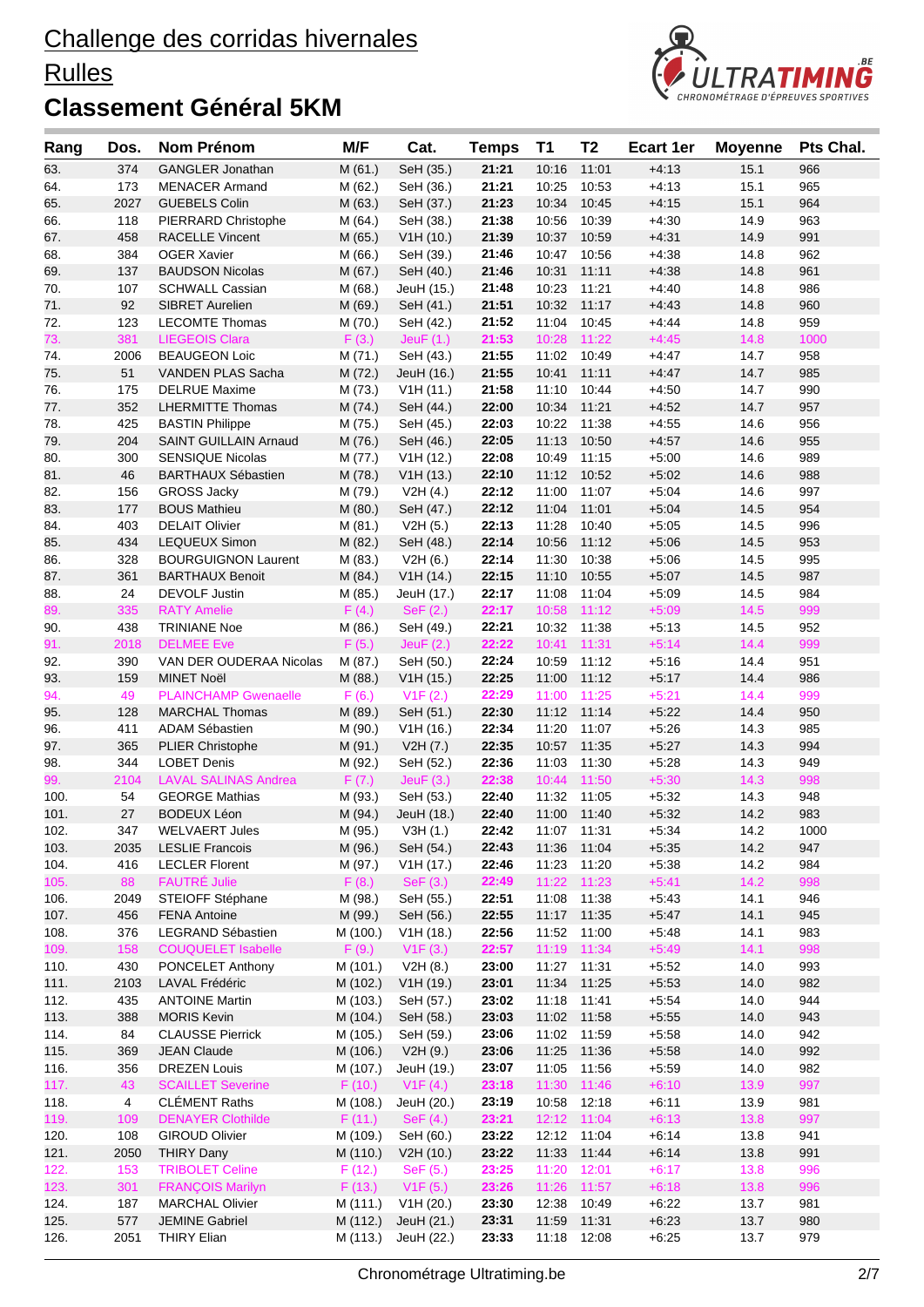# Challenge des corridas hivernales

# Rulles

## Classement Général 5KM

| Rang | Dos. | Nom Prénom | M/F | Cat. | Temps | T1 | T2 | Ecart 1er | Moyenne | Pts Chal. |
|---|---|---|---|---|---|---|---|---|---|---|
| 63. | 374 | GANGLER Jonathan | M (61.) | SeH (35.) | **21:21** | 10:16 | 11:01 | +4:13 | 15.1 | 966 |
| 64. | 173 | MENACER Armand | M (62.) | SeH (36.) | **21:21** | 10:25 | 10:53 | +4:13 | 15.1 | 965 |
| 65. | 2027 | GUEBELS Colin | M (63.) | SeH (37.) | **21:23** | 10:34 | 10:45 | +4:15 | 15.1 | 964 |
| 66. | 118 | PIERRARD Christophe | M (64.) | SeH (38.) | **21:38** | 10:56 | 10:39 | +4:30 | 14.9 | 963 |
| 67. | 458 | RACELLE Vincent | M (65.) | V1H (10.) | **21:39** | 10:37 | 10:59 | +4:31 | 14.9 | 991 |
| 68. | 384 | OGER Xavier | M (66.) | SeH (39.) | **21:46** | 10:47 | 10:56 | +4:38 | 14.8 | 962 |
| 69. | 137 | BAUDSON Nicolas | M (67.) | SeH (40.) | **21:46** | 10:31 | 11:11 | +4:38 | 14.8 | 961 |
| 70. | 107 | SCHWALL Cassian | M (68.) | JeuH (15.) | **21:48** | 10:23 | 11:21 | +4:40 | 14.8 | 986 |
| 71. | 92 | SIBRET Aurelien | M (69.) | SeH (41.) | **21:51** | 10:32 | 11:17 | +4:43 | 14.8 | 960 |
| 72. | 123 | LECOMTE Thomas | M (70.) | SeH (42.) | **21:52** | 11:04 | 10:45 | +4:44 | 14.8 | 959 |
| 73. | 381 | LIEGEOIS Clara | F (3.) | JeuF (1.) | **21:53** | 10:28 | 11:22 | +4:45 | 14.8 | 1000 |
| 74. | 2006 | BEAUGEON Loic | M (71.) | SeH (43.) | **21:55** | 11:02 | 10:49 | +4:47 | 14.7 | 958 |
| 75. | 51 | VANDEN PLAS Sacha | M (72.) | JeuH (16.) | **21:55** | 10:41 | 11:11 | +4:47 | 14.7 | 985 |
| 76. | 175 | DELRUE Maxime | M (73.) | V1H (11.) | **21:58** | 11:10 | 10:44 | +4:50 | 14.7 | 990 |
| 77. | 352 | LHERMITTE Thomas | M (74.) | SeH (44.) | **22:00** | 10:34 | 11:21 | +4:52 | 14.7 | 957 |
| 78. | 425 | BASTIN Philippe | M (75.) | SeH (45.) | **22:03** | 10:22 | 11:38 | +4:55 | 14.6 | 956 |
| 79. | 204 | SAINT GUILLAIN Arnaud | M (76.) | SeH (46.) | **22:05** | 11:13 | 10:50 | +4:57 | 14.6 | 955 |
| 80. | 300 | SENSIQUE Nicolas | M (77.) | V1H (12.) | **22:08** | 10:49 | 11:15 | +5:00 | 14.6 | 989 |
| 81. | 46 | BARTHAUX Sébastien | M (78.) | V1H (13.) | **22:10** | 11:12 | 10:52 | +5:02 | 14.6 | 988 |
| 82. | 156 | GROSS Jacky | M (79.) | V2H (4.) | **22:12** | 11:00 | 11:07 | +5:04 | 14.6 | 997 |
| 83. | 177 | BOUS Mathieu | M (80.) | SeH (47.) | **22:12** | 11:04 | 11:01 | +5:04 | 14.5 | 954 |
| 84. | 403 | DELAIT Olivier | M (81.) | V2H (5.) | **22:13** | 11:28 | 10:40 | +5:05 | 14.5 | 996 |
| 85. | 434 | LEQUEUX Simon | M (82.) | SeH (48.) | **22:14** | 10:56 | 11:12 | +5:06 | 14.5 | 953 |
| 86. | 328 | BOURGUIGNON Laurent | M (83.) | V2H (6.) | **22:14** | 11:30 | 10:38 | +5:06 | 14.5 | 995 |
| 87. | 361 | BARTHAUX Benoit | M (84.) | V1H (14.) | **22:15** | 11:10 | 10:55 | +5:07 | 14.5 | 987 |
| 88. | 24 | DEVOLF Justin | M (85.) | JeuH (17.) | **22:17** | 11:08 | 11:04 | +5:09 | 14.5 | 984 |
| 89. | 335 | RATY Amelie | F (4.) | SeF (2.) | **22:17** | 10:58 | 11:12 | +5:09 | 14.5 | 999 |
| 90. | 438 | TRINIANE Noe | M (86.) | SeH (49.) | **22:21** | 10:32 | 11:38 | +5:13 | 14.5 | 952 |
| 91. | 2018 | DELMEE Eve | F (5.) | JeuF (2.) | **22:22** | 10:41 | 11:31 | +5:14 | 14.4 | 999 |
| 92. | 390 | VAN DER OUDERAA Nicolas | M (87.) | SeH (50.) | **22:24** | 10:59 | 11:12 | +5:16 | 14.4 | 951 |
| 93. | 159 | MINET Noël | M (88.) | V1H (15.) | **22:25** | 11:00 | 11:12 | +5:17 | 14.4 | 986 |
| 94. | 49 | PLAINCHAMP Gwenaelle | F (6.) | V1F (2.) | **22:29** | 11:00 | 11:25 | +5:21 | 14.4 | 999 |
| 95. | 128 | MARCHAL Thomas | M (89.) | SeH (51.) | **22:30** | 11:12 | 11:14 | +5:22 | 14.4 | 950 |
| 96. | 411 | ADAM Sébastien | M (90.) | V1H (16.) | **22:34** | 11:20 | 11:07 | +5:26 | 14.3 | 985 |
| 97. | 365 | PLIER Christophe | M (91.) | V2H (7.) | **22:35** | 10:57 | 11:35 | +5:27 | 14.3 | 994 |
| 98. | 344 | LOBET Denis | M (92.) | SeH (52.) | **22:36** | 11:03 | 11:30 | +5:28 | 14.3 | 949 |
| 99. | 2104 | LAVAL SALINAS Andrea | F (7.) | JeuF (3.) | **22:38** | 10:44 | 11:50 | +5:30 | 14.3 | 998 |
| 100. | 54 | GEORGE Mathias | M (93.) | SeH (53.) | **22:40** | 11:32 | 11:05 | +5:32 | 14.3 | 948 |
| 101. | 27 | BODEUX Léon | M (94.) | JeuH (18.) | **22:40** | 11:00 | 11:40 | +5:32 | 14.2 | 983 |
| 102. | 347 | WELVAERT Jules | M (95.) | V3H (1.) | **22:42** | 11:07 | 11:31 | +5:34 | 14.2 | 1000 |
| 103. | 2035 | LESLIE Francois | M (96.) | SeH (54.) | **22:43** | 11:36 | 11:04 | +5:35 | 14.2 | 947 |
| 104. | 416 | LECLER Florent | M (97.) | V1H (17.) | **22:46** | 11:23 | 11:20 | +5:38 | 14.2 | 984 |
| 105. | 88 | FAUTRÉ Julie | F (8.) | SeF (3.) | **22:49** | 11:22 | 11:23 | +5:41 | 14.2 | 998 |
| 106. | 2049 | STEIOFF Stéphane | M (98.) | SeH (55.) | **22:51** | 11:08 | 11:38 | +5:43 | 14.1 | 946 |
| 107. | 456 | FENA Antoine | M (99.) | SeH (56.) | **22:55** | 11:17 | 11:35 | +5:47 | 14.1 | 945 |
| 108. | 376 | LEGRAND Sébastien | M (100.) | V1H (18.) | **22:56** | 11:52 | 11:00 | +5:48 | 14.1 | 983 |
| 109. | 158 | COUQUELET Isabelle | F (9.) | V1F (3.) | **22:57** | 11:19 | 11:34 | +5:49 | 14.1 | 998 |
| 110. | 430 | PONCELET Anthony | M (101.) | V2H (8.) | **23:00** | 11:27 | 11:31 | +5:52 | 14.0 | 993 |
| 111. | 2103 | LAVAL Frédéric | M (102.) | V1H (19.) | **23:01** | 11:34 | 11:25 | +5:53 | 14.0 | 982 |
| 112. | 435 | ANTOINE Martin | M (103.) | SeH (57.) | **23:02** | 11:18 | 11:41 | +5:54 | 14.0 | 944 |
| 113. | 388 | MORIS Kevin | M (104.) | SeH (58.) | **23:03** | 11:02 | 11:58 | +5:55 | 14.0 | 943 |
| 114. | 84 | CLAUSSE Pierrick | M (105.) | SeH (59.) | **23:06** | 11:02 | 11:59 | +5:58 | 14.0 | 942 |
| 115. | 369 | JEAN Claude | M (106.) | V2H (9.) | **23:06** | 11:25 | 11:36 | +5:58 | 14.0 | 992 |
| 116. | 356 | DREZEN Louis | M (107.) | JeuH (19.) | **23:07** | 11:05 | 11:56 | +5:59 | 14.0 | 982 |
| 117. | 43 | SCAILLET Severine | F (10.) | V1F (4.) | **23:18** | 11:30 | 11:46 | +6:10 | 13.9 | 997 |
| 118. | 4 | CLÉMENT Raths | M (108.) | JeuH (20.) | **23:19** | 10:58 | 12:18 | +6:11 | 13.9 | 981 |
| 119. | 109 | DENAYER Clothilde | F (11.) | SeF (4.) | **23:21** | 12:12 | 11:04 | +6:13 | 13.8 | 997 |
| 120. | 108 | GIROUD Olivier | M (109.) | SeH (60.) | **23:22** | 12:12 | 11:04 | +6:14 | 13.8 | 941 |
| 121. | 2050 | THIRY Dany | M (110.) | V2H (10.) | **23:22** | 11:33 | 11:44 | +6:14 | 13.8 | 991 |
| 122. | 153 | TRIBOLET Celine | F (12.) | SeF (5.) | **23:25** | 11:20 | 12:01 | +6:17 | 13.8 | 996 |
| 123. | 301 | FRANÇOIS Marilyn | F (13.) | V1F (5.) | **23:26** | 11:26 | 11:57 | +6:18 | 13.8 | 996 |
| 124. | 187 | MARCHAL Olivier | M (111.) | V1H (20.) | **23:30** | 12:38 | 10:49 | +6:22 | 13.7 | 981 |
| 125. | 577 | JEMINE Gabriel | M (112.) | JeuH (21.) | **23:31** | 11:59 | 11:31 | +6:23 | 13.7 | 980 |
| 126. | 2051 | THIRY Elian | M (113.) | JeuH (22.) | **23:33** | 11:18 | 12:08 | +6:25 | 13.7 | 979 |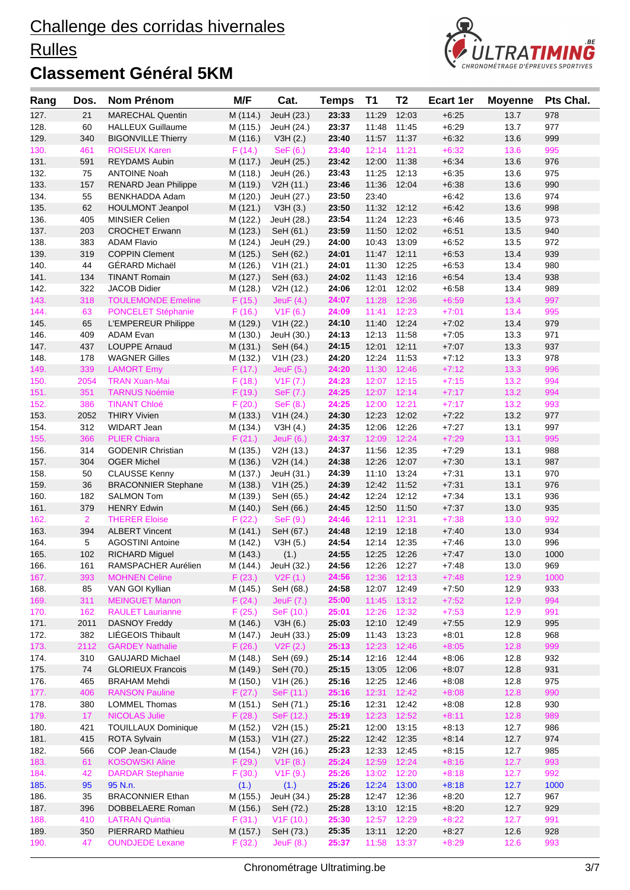# Challenge des corridas hivernales

## Rulles

## Classement Général 5KM

| Rang | Dos. | Nom Prénom | M/F | Cat. | Temps | T1 | T2 | Ecart 1er | Moyenne | Pts Chal. |
|---|---|---|---|---|---|---|---|---|---|---|
| 127. | 21 | MARECHAL Quentin | M (114.) | JeuH (23.) | 23:33 | 11:29 | 12:03 | +6:25 | 13.7 | 978 |
| 128. | 60 | HALLEUX Guillaume | M (115.) | JeuH (24.) | 23:37 | 11:48 | 11:45 | +6:29 | 13.7 | 977 |
| 129. | 340 | BIGONVILLE Thierry | M (116.) | V3H (2.) | 23:40 | 11:57 | 11:37 | +6:32 | 13.6 | 999 |
| 130. | 461 | ROISEUX Karen | F (14.) | SeF (6.) | 23:40 | 12:14 | 11:21 | +6:32 | 13.6 | 995 |
| 131. | 591 | REYDAMS Aubin | M (117.) | JeuH (25.) | 23:42 | 12:00 | 11:38 | +6:34 | 13.6 | 976 |
| 132. | 75 | ANTOINE Noah | M (118.) | JeuH (26.) | 23:43 | 11:25 | 12:13 | +6:35 | 13.6 | 975 |
| 133. | 157 | RENARD Jean Philippe | M (119.) | V2H (11.) | 23:46 | 11:36 | 12:04 | +6:38 | 13.6 | 990 |
| 134. | 55 | BENKHADDA Adam | M (120.) | JeuH (27.) | 23:50 | 23:40 | | +6:42 | 13.6 | 974 |
| 135. | 62 | HOULMONT Jeanpol | M (121.) | V3H (3.) | 23:50 | 11:32 | 12:12 | +6:42 | 13.6 | 998 |
| 136. | 405 | MINSIER Celien | M (122.) | JeuH (28.) | 23:54 | 11:24 | 12:23 | +6:46 | 13.5 | 973 |
| 137. | 203 | CROCHET Erwann | M (123.) | SeH (61.) | 23:59 | 11:50 | 12:02 | +6:51 | 13.5 | 940 |
| 138. | 383 | ADAM Flavio | M (124.) | JeuH (29.) | 24:00 | 10:43 | 13:09 | +6:52 | 13.5 | 972 |
| 139. | 319 | COPPIN Clement | M (125.) | SeH (62.) | 24:01 | 11:47 | 12:11 | +6:53 | 13.4 | 939 |
| 140. | 44 | GÉRARD Michaël | M (126.) | V1H (21.) | 24:01 | 11:30 | 12:25 | +6:53 | 13.4 | 980 |
| 141. | 134 | TINANT Romain | M (127.) | SeH (63.) | 24:02 | 11:43 | 12:16 | +6:54 | 13.4 | 938 |
| 142. | 322 | JACOB Didier | M (128.) | V2H (12.) | 24:06 | 12:01 | 12:02 | +6:58 | 13.4 | 989 |
| 143. | 318 | TOULEMONDE Emeline | F (15.) | JeuF (4.) | 24:07 | 11:28 | 12:36 | +6:59 | 13.4 | 997 |
| 144. | 63 | PONCELET Stéphanie | F (16.) | V1F (6.) | 24:09 | 11:41 | 12:23 | +7:01 | 13.4 | 995 |
| 145. | 65 | L'EMPEREUR Philippe | M (129.) | V1H (22.) | 24:10 | 11:40 | 12:24 | +7:02 | 13.4 | 979 |
| 146. | 409 | ADAM Evan | M (130.) | JeuH (30.) | 24:13 | 12:13 | 11:58 | +7:05 | 13.3 | 971 |
| 147. | 437 | LOUPPE Arnaud | M (131.) | SeH (64.) | 24:15 | 12:01 | 12:11 | +7:07 | 13.3 | 937 |
| 148. | 178 | WAGNER Gilles | M (132.) | V1H (23.) | 24:20 | 12:24 | 11:53 | +7:12 | 13.3 | 978 |
| 149. | 339 | LAMORT Emy | F (17.) | JeuF (5.) | 24:20 | 11:30 | 12:46 | +7:12 | 13.3 | 996 |
| 150. | 2054 | TRAN Xuan-Mai | F (18.) | V1F (7.) | 24:23 | 12:07 | 12:15 | +7:15 | 13.2 | 994 |
| 151. | 351 | TARNUS Noémie | F (19.) | SeF (7.) | 24:25 | 12:07 | 12:14 | +7:17 | 13.2 | 994 |
| 152. | 386 | TINANT Chloé | F (20.) | SeF (8.) | 24:25 | 12:00 | 12:21 | +7:17 | 13.2 | 993 |
| 153. | 2052 | THIRY Vivien | M (133.) | V1H (24.) | 24:30 | 12:23 | 12:02 | +7:22 | 13.2 | 977 |
| 154. | 312 | WIDART Jean | M (134.) | V3H (4.) | 24:35 | 12:06 | 12:26 | +7:27 | 13.1 | 997 |
| 155. | 366 | PLIER Chiara | F (21.) | JeuF (6.) | 24:37 | 12:09 | 12:24 | +7:29 | 13.1 | 995 |
| 156. | 314 | GODENIR Christian | M (135.) | V2H (13.) | 24:37 | 11:56 | 12:35 | +7:29 | 13.1 | 988 |
| 157. | 304 | OGER Michel | M (136.) | V2H (14.) | 24:38 | 12:26 | 12:07 | +7:30 | 13.1 | 987 |
| 158. | 50 | CLAUSSE Kenny | M (137.) | JeuH (31.) | 24:39 | 11:10 | 13:24 | +7:31 | 13.1 | 970 |
| 159. | 36 | BRACONNIER Stephane | M (138.) | V1H (25.) | 24:39 | 12:42 | 11:52 | +7:31 | 13.1 | 976 |
| 160. | 182 | SALMON Tom | M (139.) | SeH (65.) | 24:42 | 12:24 | 12:12 | +7:34 | 13.1 | 936 |
| 161. | 379 | HENRY Edwin | M (140.) | SeH (66.) | 24:45 | 12:50 | 11:50 | +7:37 | 13.0 | 935 |
| 162. | 2 | THERER Eloise | F (22.) | SeF (9.) | 24:46 | 12:11 | 12:31 | +7:38 | 13.0 | 992 |
| 163. | 394 | ALBERT Vincent | M (141.) | SeH (67.) | 24:48 | 12:19 | 12:18 | +7:40 | 13.0 | 934 |
| 164. | 5 | AGOSTINI Antoine | M (142.) | V3H (5.) | 24:54 | 12:14 | 12:35 | +7:46 | 13.0 | 996 |
| 165. | 102 | RICHARD Miguel | M (143.) | (1.) | 24:55 | 12:25 | 12:26 | +7:47 | 13.0 | 1000 |
| 166. | 161 | RAMSPACHER Aurélien | M (144.) | JeuH (32.) | 24:56 | 12:26 | 12:27 | +7:48 | 13.0 | 969 |
| 167. | 393 | MOHNEN Celine | F (23.) | V2F (1.) | 24:56 | 12:36 | 12:13 | +7:48 | 12.9 | 1000 |
| 168. | 85 | VAN GOI Kyllian | M (145.) | SeH (68.) | 24:58 | 12:07 | 12:49 | +7:50 | 12.9 | 933 |
| 169. | 311 | MEINGUET Manon | F (24.) | JeuF (7.) | 25:00 | 11:45 | 13:12 | +7:52 | 12.9 | 994 |
| 170. | 162 | RAULET Laurianne | F (25.) | SeF (10.) | 25:01 | 12:26 | 12:32 | +7:53 | 12.9 | 991 |
| 171. | 2011 | DASNOY Freddy | M (146.) | V3H (6.) | 25:03 | 12:10 | 12:49 | +7:55 | 12.9 | 995 |
| 172. | 382 | LIÉGEOIS Thibault | M (147.) | JeuH (33.) | 25:09 | 11:43 | 13:23 | +8:01 | 12.8 | 968 |
| 173. | 2112 | GARDEY Nathalie | F (26.) | V2F (2.) | 25:13 | 12:23 | 12:46 | +8:05 | 12.8 | 999 |
| 174. | 310 | GAUJARD Michael | M (148.) | SeH (69.) | 25:14 | 12:16 | 12:44 | +8:06 | 12.8 | 932 |
| 175. | 74 | GLORIEUX Francois | M (149.) | SeH (70.) | 25:15 | 13:05 | 12:06 | +8:07 | 12.8 | 931 |
| 176. | 465 | BRAHAM Mehdi | M (150.) | V1H (26.) | 25:16 | 12:25 | 12:46 | +8:08 | 12.8 | 975 |
| 177. | 406 | RANSON Pauline | F (27.) | SeF (11.) | 25:16 | 12:31 | 12:42 | +8:08 | 12.8 | 990 |
| 178. | 380 | LOMMEL Thomas | M (151.) | SeH (71.) | 25:16 | 12:31 | 12:42 | +8:08 | 12.8 | 930 |
| 179. | 17 | NICOLAS Julie | F (28.) | SeF (12.) | 25:19 | 12:23 | 12:52 | +8:11 | 12.8 | 989 |
| 180. | 421 | TOUILLAUX Dominique | M (152.) | V2H (15.) | 25:21 | 12:00 | 13:15 | +8:13 | 12.7 | 986 |
| 181. | 415 | ROTA Sylvain | M (153.) | V1H (27.) | 25:22 | 12:42 | 12:35 | +8:14 | 12.7 | 974 |
| 182. | 566 | COP Jean-Claude | M (154.) | V2H (16.) | 25:23 | 12:33 | 12:45 | +8:15 | 12.7 | 985 |
| 183. | 61 | KOSOWSKI Aline | F (29.) | V1F (8.) | 25:24 | 12:59 | 12:24 | +8:16 | 12.7 | 993 |
| 184. | 42 | DARDAR Stephanie | F (30.) | V1F (9.) | 25:26 | 13:02 | 12:20 | +8:18 | 12.7 | 992 |
| 185. | 95 | 95 N.n. | (1.) | (1.) | 25:26 | 12:24 | 13:00 | +8:18 | 12.7 | 1000 |
| 186. | 35 | BRACONNIER Ethan | M (155.) | JeuH (34.) | 25:28 | 12:47 | 12:36 | +8:20 | 12.7 | 967 |
| 187. | 396 | DOBBELAERE Roman | M (156.) | SeH (72.) | 25:28 | 13:10 | 12:15 | +8:20 | 12.7 | 929 |
| 188. | 410 | LATRAN Quintia | F (31.) | V1F (10.) | 25:30 | 12:57 | 12:29 | +8:22 | 12.7 | 991 |
| 189. | 350 | PIERRARD Mathieu | M (157.) | SeH (73.) | 25:35 | 13:11 | 12:20 | +8:27 | 12.6 | 928 |
| 190. | 47 | OUNDJEDE Lexane | F (32.) | JeuF (8.) | 25:37 | 11:58 | 13:37 | +8:29 | 12.6 | 993 |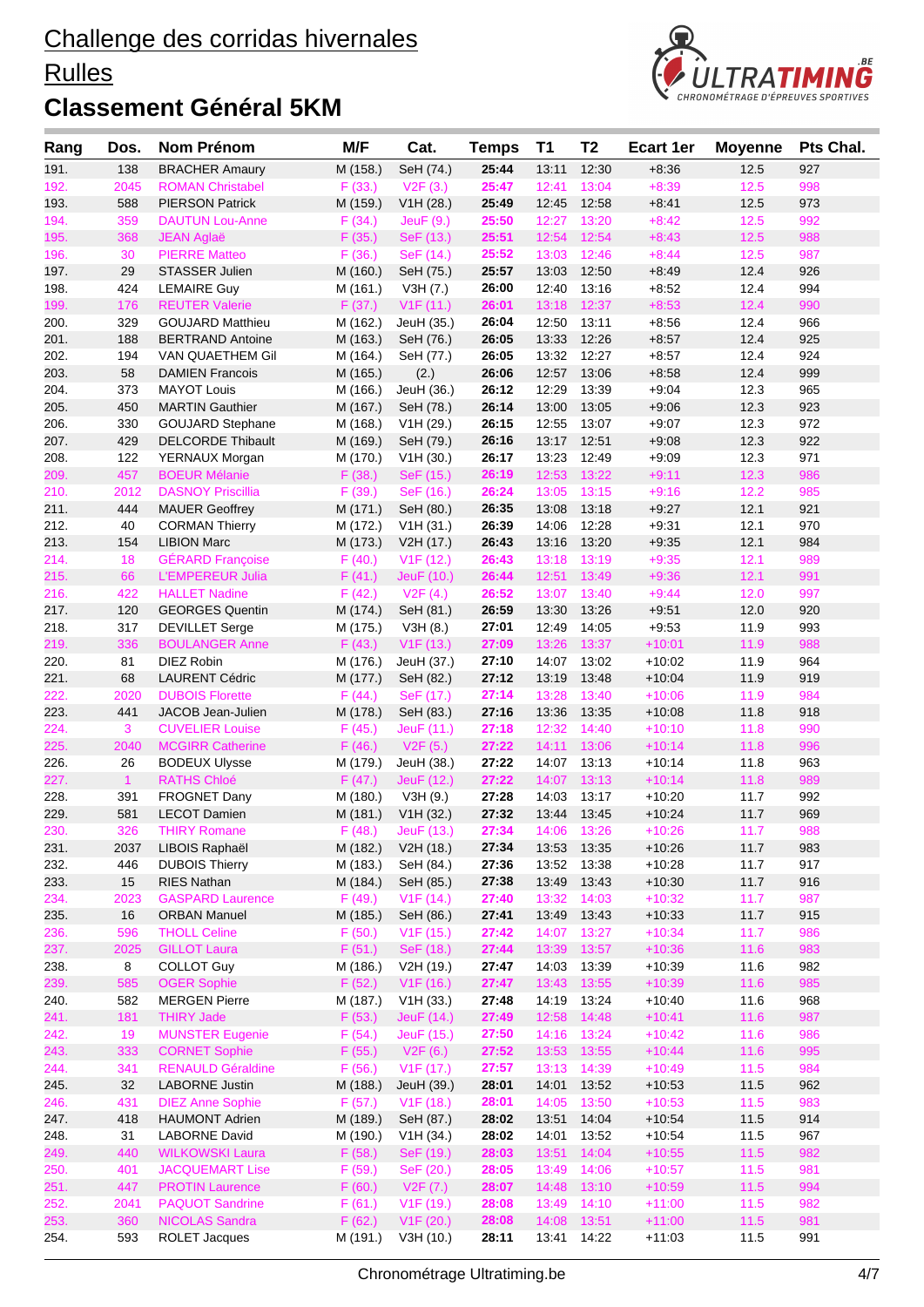# Challenge des corridas hivernales

## Rulles

## Classement Général 5KM

| Rang | Dos. | Nom Prénom | M/F | Cat. | Temps | T1 | T2 | Ecart 1er | Moyenne | Pts Chal. |
|---|---|---|---|---|---|---|---|---|---|---|
| 191. | 138 | BRACHER Amaury | M (158.) | SeH (74.) | 25:44 | 13:11 | 12:30 | +8:36 | 12.5 | 927 |
| 192. | 2045 | ROMAN Christabel | F (33.) | V2F (3.) | 25:47 | 12:41 | 13:04 | +8:39 | 12.5 | 998 |
| 193. | 588 | PIERSON Patrick | M (159.) | V1H (28.) | 25:49 | 12:45 | 12:58 | +8:41 | 12.5 | 973 |
| 194. | 359 | DAUTUN Lou-Anne | F (34.) | JeuF (9.) | 25:50 | 12:27 | 13:20 | +8:42 | 12.5 | 992 |
| 195. | 368 | JEAN Aglaë | F (35.) | SeF (13.) | 25:51 | 12:54 | 12:54 | +8:43 | 12.5 | 988 |
| 196. | 30 | PIERRE Matteo | F (36.) | SeF (14.) | 25:52 | 13:03 | 12:46 | +8:44 | 12.5 | 987 |
| 197. | 29 | STASSER Julien | M (160.) | SeH (75.) | 25:57 | 13:03 | 12:50 | +8:49 | 12.4 | 926 |
| 198. | 424 | LEMAIRE Guy | M (161.) | V3H (7.) | 26:00 | 12:40 | 13:16 | +8:52 | 12.4 | 994 |
| 199. | 176 | REUTER Valerie | F (37.) | V1F (11.) | 26:01 | 13:18 | 12:37 | +8:53 | 12.4 | 990 |
| 200. | 329 | GOUJARD Matthieu | M (162.) | JeuH (35.) | 26:04 | 12:50 | 13:11 | +8:56 | 12.4 | 966 |
| 201. | 188 | BERTRAND Antoine | M (163.) | SeH (76.) | 26:05 | 13:33 | 12:26 | +8:57 | 12.4 | 925 |
| 202. | 194 | VAN QUAETHEM Gil | M (164.) | SeH (77.) | 26:05 | 13:32 | 12:27 | +8:57 | 12.4 | 924 |
| 203. | 58 | DAMIEN Francois | M (165.) | (2.) | 26:06 | 12:57 | 13:06 | +8:58 | 12.4 | 999 |
| 204. | 373 | MAYOT Louis | M (166.) | JeuH (36.) | 26:12 | 12:29 | 13:39 | +9:04 | 12.3 | 965 |
| 205. | 450 | MARTIN Gauthier | M (167.) | SeH (78.) | 26:14 | 13:00 | 13:05 | +9:06 | 12.3 | 923 |
| 206. | 330 | GOUJARD Stephane | M (168.) | V1H (29.) | 26:15 | 12:55 | 13:07 | +9:07 | 12.3 | 972 |
| 207. | 429 | DELCORDE Thibault | M (169.) | SeH (79.) | 26:16 | 13:17 | 12:51 | +9:08 | 12.3 | 922 |
| 208. | 122 | YERNAUX Morgan | M (170.) | V1H (30.) | 26:17 | 13:23 | 12:49 | +9:09 | 12.3 | 971 |
| 209. | 457 | BOEUR Mélanie | F (38.) | SeF (15.) | 26:19 | 12:53 | 13:22 | +9:11 | 12.3 | 986 |
| 210. | 2012 | DASNOY Priscillia | F (39.) | SeF (16.) | 26:24 | 13:05 | 13:15 | +9:16 | 12.2 | 985 |
| 211. | 444 | MAUER Geoffrey | M (171.) | SeH (80.) | 26:35 | 13:08 | 13:18 | +9:27 | 12.1 | 921 |
| 212. | 40 | CORMAN Thierry | M (172.) | V1H (31.) | 26:39 | 14:06 | 12:28 | +9:31 | 12.1 | 970 |
| 213. | 154 | LIBION Marc | M (173.) | V2H (17.) | 26:43 | 13:16 | 13:20 | +9:35 | 12.1 | 984 |
| 214. | 18 | GÉRARD Françoise | F (40.) | V1F (12.) | 26:43 | 13:18 | 13:19 | +9:35 | 12.1 | 989 |
| 215. | 66 | L'EMPEREUR Julia | F (41.) | JeuF (10.) | 26:44 | 12:51 | 13:49 | +9:36 | 12.1 | 991 |
| 216. | 422 | HALLET Nadine | F (42.) | V2F (4.) | 26:52 | 13:07 | 13:40 | +9:44 | 12.0 | 997 |
| 217. | 120 | GEORGES Quentin | M (174.) | SeH (81.) | 26:59 | 13:30 | 13:26 | +9:51 | 12.0 | 920 |
| 218. | 317 | DEVILLET Serge | M (175.) | V3H (8.) | 27:01 | 12:49 | 14:05 | +9:53 | 11.9 | 993 |
| 219. | 336 | BOULANGER Anne | F (43.) | V1F (13.) | 27:09 | 13:26 | 13:37 | +10:01 | 11.9 | 988 |
| 220. | 81 | DIEZ Robin | M (176.) | JeuH (37.) | 27:10 | 14:07 | 13:02 | +10:02 | 11.9 | 964 |
| 221. | 68 | LAURENT Cédric | M (177.) | SeH (82.) | 27:12 | 13:19 | 13:48 | +10:04 | 11.9 | 919 |
| 222. | 2020 | DUBOIS Florette | F (44.) | SeF (17.) | 27:14 | 13:28 | 13:40 | +10:06 | 11.9 | 984 |
| 223. | 441 | JACOB Jean-Julien | M (178.) | SeH (83.) | 27:16 | 13:36 | 13:35 | +10:08 | 11.8 | 918 |
| 224. | 3 | CUVELIER Louise | F (45.) | JeuF (11.) | 27:18 | 12:32 | 14:40 | +10:10 | 11.8 | 990 |
| 225. | 2040 | MCGIRR Catherine | F (46.) | V2F (5.) | 27:22 | 14:11 | 13:06 | +10:14 | 11.8 | 996 |
| 226. | 26 | BODEUX Ulysse | M (179.) | JeuH (38.) | 27:22 | 14:07 | 13:13 | +10:14 | 11.8 | 963 |
| 227. | 1 | RATHS Chloé | F (47.) | JeuF (12.) | 27:22 | 14:07 | 13:13 | +10:14 | 11.8 | 989 |
| 228. | 391 | FROGNET Dany | M (180.) | V3H (9.) | 27:28 | 14:03 | 13:17 | +10:20 | 11.7 | 992 |
| 229. | 581 | LECOT Damien | M (181.) | V1H (32.) | 27:32 | 13:44 | 13:45 | +10:24 | 11.7 | 969 |
| 230. | 326 | THIRY Romane | F (48.) | JeuF (13.) | 27:34 | 14:06 | 13:26 | +10:26 | 11.7 | 988 |
| 231. | 2037 | LIBOIS Raphaël | M (182.) | V2H (18.) | 27:34 | 13:53 | 13:35 | +10:26 | 11.7 | 983 |
| 232. | 446 | DUBOIS Thierry | M (183.) | SeH (84.) | 27:36 | 13:52 | 13:38 | +10:28 | 11.7 | 917 |
| 233. | 15 | RIES Nathan | M (184.) | SeH (85.) | 27:38 | 13:49 | 13:43 | +10:30 | 11.7 | 916 |
| 234. | 2023 | GASPARD Laurence | F (49.) | V1F (14.) | 27:40 | 13:32 | 14:03 | +10:32 | 11.7 | 987 |
| 235. | 16 | ORBAN Manuel | M (185.) | SeH (86.) | 27:41 | 13:49 | 13:43 | +10:33 | 11.7 | 915 |
| 236. | 596 | THOLL Celine | F (50.) | V1F (15.) | 27:42 | 14:07 | 13:27 | +10:34 | 11.7 | 986 |
| 237. | 2025 | GILLOT Laura | F (51.) | SeF (18.) | 27:44 | 13:39 | 13:57 | +10:36 | 11.6 | 983 |
| 238. | 8 | COLLOT Guy | M (186.) | V2H (19.) | 27:47 | 14:03 | 13:39 | +10:39 | 11.6 | 982 |
| 239. | 585 | OGER Sophie | F (52.) | V1F (16.) | 27:47 | 13:43 | 13:55 | +10:39 | 11.6 | 985 |
| 240. | 582 | MERGEN Pierre | M (187.) | V1H (33.) | 27:48 | 14:19 | 13:24 | +10:40 | 11.6 | 968 |
| 241. | 181 | THIRY Jade | F (53.) | JeuF (14.) | 27:49 | 12:58 | 14:48 | +10:41 | 11.6 | 987 |
| 242. | 19 | MUNSTER Eugenie | F (54.) | JeuF (15.) | 27:50 | 14:16 | 13:24 | +10:42 | 11.6 | 986 |
| 243. | 333 | CORNET Sophie | F (55.) | V2F (6.) | 27:52 | 13:53 | 13:55 | +10:44 | 11.6 | 995 |
| 244. | 341 | RENAULD Géraldine | F (56.) | V1F (17.) | 27:57 | 13:13 | 14:39 | +10:49 | 11.5 | 984 |
| 245. | 32 | LABORNE Justin | M (188.) | JeuH (39.) | 28:01 | 14:01 | 13:52 | +10:53 | 11.5 | 962 |
| 246. | 431 | DIEZ Anne Sophie | F (57.) | V1F (18.) | 28:01 | 14:05 | 13:50 | +10:53 | 11.5 | 983 |
| 247. | 418 | HAUMONT Adrien | M (189.) | SeH (87.) | 28:02 | 13:51 | 14:04 | +10:54 | 11.5 | 914 |
| 248. | 31 | LABORNE David | M (190.) | V1H (34.) | 28:02 | 14:01 | 13:52 | +10:54 | 11.5 | 967 |
| 249. | 440 | WILKOWSKI Laura | F (58.) | SeF (19.) | 28:03 | 13:51 | 14:04 | +10:55 | 11.5 | 982 |
| 250. | 401 | JACQUEMART Lise | F (59.) | SeF (20.) | 28:05 | 13:49 | 14:06 | +10:57 | 11.5 | 981 |
| 251. | 447 | PROTIN Laurence | F (60.) | V2F (7.) | 28:07 | 14:48 | 13:10 | +10:59 | 11.5 | 994 |
| 252. | 2041 | PAQUOT Sandrine | F (61.) | V1F (19.) | 28:08 | 13:49 | 14:10 | +11:00 | 11.5 | 982 |
| 253. | 360 | NICOLAS Sandra | F (62.) | V1F (20.) | 28:08 | 14:08 | 13:51 | +11:00 | 11.5 | 981 |
| 254. | 593 | ROLET Jacques | M (191.) | V3H (10.) | 28:11 | 13:41 | 14:22 | +11:03 | 11.5 | 991 |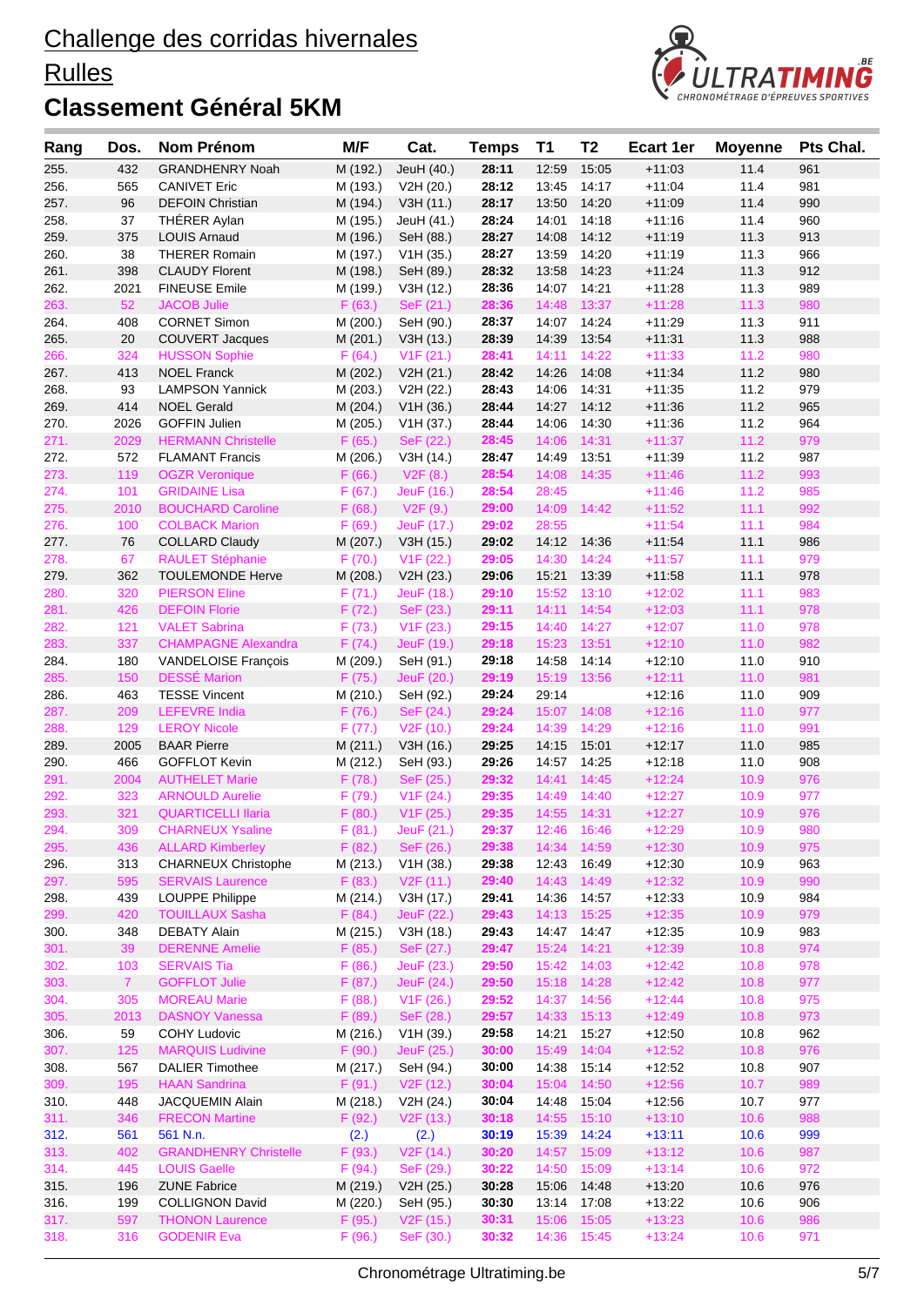# Challenge des corridas hivernales

## Rulles

## Classement Général 5KM

| Rang | Dos. | Nom Prénom | M/F | Cat. | Temps | T1 | T2 | Ecart 1er | Moyenne | Pts Chal. |
|---|---|---|---|---|---|---|---|---|---|---|
| 255. | 432 | GRANDHENRY Noah | M (192.) | JeuH (40.) | 28:11 | 12:59 | 15:05 | +11:03 | 11.4 | 961 |
| 256. | 565 | CANIVET Eric | M (193.) | V2H (20.) | 28:12 | 13:45 | 14:17 | +11:04 | 11.4 | 981 |
| 257. | 96 | DEFOIN Christian | M (194.) | V3H (11.) | 28:17 | 13:50 | 14:20 | +11:09 | 11.4 | 990 |
| 258. | 37 | THÉRER Aylan | M (195.) | JeuH (41.) | 28:24 | 14:01 | 14:18 | +11:16 | 11.4 | 960 |
| 259. | 375 | LOUIS Arnaud | M (196.) | SeH (88.) | 28:27 | 14:08 | 14:12 | +11:19 | 11.3 | 913 |
| 260. | 38 | THERER Romain | M (197.) | V1H (35.) | 28:27 | 13:59 | 14:20 | +11:19 | 11.3 | 966 |
| 261. | 398 | CLAUDY Florent | M (198.) | SeH (89.) | 28:32 | 13:58 | 14:23 | +11:24 | 11.3 | 912 |
| 262. | 2021 | FINEUSE Emile | M (199.) | V3H (12.) | 28:36 | 14:07 | 14:21 | +11:28 | 11.3 | 989 |
| 263. | 52 | JACOB Julie | F (63.) | SeF (21.) | 28:36 | 14:48 | 13:37 | +11:28 | 11.3 | 980 |
| 264. | 408 | CORNET Simon | M (200.) | SeH (90.) | 28:37 | 14:07 | 14:24 | +11:29 | 11.3 | 911 |
| 265. | 20 | COUVERT Jacques | M (201.) | V3H (13.) | 28:39 | 14:39 | 13:54 | +11:31 | 11.3 | 988 |
| 266. | 324 | HUSSON Sophie | F (64.) | V1F (21.) | 28:41 | 14:11 | 14:22 | +11:33 | 11.2 | 980 |
| 267. | 413 | NOEL Franck | M (202.) | V2H (21.) | 28:42 | 14:26 | 14:08 | +11:34 | 11.2 | 980 |
| 268. | 93 | LAMPSON Yannick | M (203.) | V2H (22.) | 28:43 | 14:06 | 14:31 | +11:35 | 11.2 | 979 |
| 269. | 414 | NOEL Gerald | M (204.) | V1H (36.) | 28:44 | 14:27 | 14:12 | +11:36 | 11.2 | 965 |
| 270. | 2026 | GOFFIN Julien | M (205.) | V1H (37.) | 28:44 | 14:06 | 14:30 | +11:36 | 11.2 | 964 |
| 271. | 2029 | HERMANN Christelle | F (65.) | SeF (22.) | 28:45 | 14:06 | 14:31 | +11:37 | 11.2 | 979 |
| 272. | 572 | FLAMANT Francis | M (206.) | V3H (14.) | 28:47 | 14:49 | 13:51 | +11:39 | 11.2 | 987 |
| 273. | 119 | OGZR Veronique | F (66.) | V2F (8.) | 28:54 | 14:08 | 14:35 | +11:46 | 11.2 | 993 |
| 274. | 101 | GRIDAINE Lisa | F (67.) | JeuF (16.) | 28:54 | 28:45 | | +11:46 | 11.2 | 985 |
| 275. | 2010 | BOUCHARD Caroline | F (68.) | V2F (9.) | 29:00 | 14:09 | 14:42 | +11:52 | 11.1 | 992 |
| 276. | 100 | COLBACK Marion | F (69.) | JeuF (17.) | 29:02 | 28:55 | | +11:54 | 11.1 | 984 |
| 277. | 76 | COLLARD Claudy | M (207.) | V3H (15.) | 29:02 | 14:12 | 14:36 | +11:54 | 11.1 | 986 |
| 278. | 67 | RAULET Stéphanie | F (70.) | V1F (22.) | 29:05 | 14:30 | 14:24 | +11:57 | 11.1 | 979 |
| 279. | 362 | TOULEMONDE Herve | M (208.) | V2H (23.) | 29:06 | 15:21 | 13:39 | +11:58 | 11.1 | 978 |
| 280. | 320 | PIERSON Eline | F (71.) | JeuF (18.) | 29:10 | 15:52 | 13:10 | +12:02 | 11.1 | 983 |
| 281. | 426 | DEFOIN Florie | F (72.) | SeF (23.) | 29:11 | 14:11 | 14:54 | +12:03 | 11.1 | 978 |
| 282. | 121 | VALET Sabrina | F (73.) | V1F (23.) | 29:15 | 14:40 | 14:27 | +12:07 | 11.0 | 978 |
| 283. | 337 | CHAMPAGNE Alexandra | F (74.) | JeuF (19.) | 29:18 | 15:23 | 13:51 | +12:10 | 11.0 | 982 |
| 284. | 180 | VANDELOISE François | M (209.) | SeH (91.) | 29:18 | 14:58 | 14:14 | +12:10 | 11.0 | 910 |
| 285. | 150 | DESSÉ Marion | F (75.) | JeuF (20.) | 29:19 | 15:19 | 13:56 | +12:11 | 11.0 | 981 |
| 286. | 463 | TESSE Vincent | M (210.) | SeH (92.) | 29:24 | 29:14 | | +12:16 | 11.0 | 909 |
| 287. | 209 | LEFEVRE India | F (76.) | SeF (24.) | 29:24 | 15:07 | 14:08 | +12:16 | 11.0 | 977 |
| 288. | 129 | LEROY Nicole | F (77.) | V2F (10.) | 29:24 | 14:39 | 14:29 | +12:16 | 11.0 | 991 |
| 289. | 2005 | BAAR Pierre | M (211.) | V3H (16.) | 29:25 | 14:15 | 15:01 | +12:17 | 11.0 | 985 |
| 290. | 466 | GOFFLOT Kevin | M (212.) | SeH (93.) | 29:26 | 14:57 | 14:25 | +12:18 | 11.0 | 908 |
| 291. | 2004 | AUTHELET Marie | F (78.) | SeF (25.) | 29:32 | 14:41 | 14:45 | +12:24 | 10.9 | 976 |
| 292. | 323 | ARNOULD Aurelie | F (79.) | V1F (24.) | 29:35 | 14:49 | 14:40 | +12:27 | 10.9 | 977 |
| 293. | 321 | QUARTICELLI Ilaria | F (80.) | V1F (25.) | 29:35 | 14:55 | 14:31 | +12:27 | 10.9 | 976 |
| 294. | 309 | CHARNEUX Ysaline | F (81.) | JeuF (21.) | 29:37 | 12:46 | 16:46 | +12:29 | 10.9 | 980 |
| 295. | 436 | ALLARD Kimberley | F (82.) | SeF (26.) | 29:38 | 14:34 | 14:59 | +12:30 | 10.9 | 975 |
| 296. | 313 | CHARNEUX Christophe | M (213.) | V1H (38.) | 29:38 | 12:43 | 16:49 | +12:30 | 10.9 | 963 |
| 297. | 595 | SERVAIS Laurence | F (83.) | V2F (11.) | 29:40 | 14:43 | 14:49 | +12:32 | 10.9 | 990 |
| 298. | 439 | LOUPPE Philippe | M (214.) | V3H (17.) | 29:41 | 14:36 | 14:57 | +12:33 | 10.9 | 984 |
| 299. | 420 | TOUILLAUX Sasha | F (84.) | JeuF (22.) | 29:43 | 14:13 | 15:25 | +12:35 | 10.9 | 979 |
| 300. | 348 | DEBATY Alain | M (215.) | V3H (18.) | 29:43 | 14:47 | 14:47 | +12:35 | 10.9 | 983 |
| 301. | 39 | DERENNE Amelie | F (85.) | SeF (27.) | 29:47 | 15:24 | 14:21 | +12:39 | 10.8 | 974 |
| 302. | 103 | SERVAIS Tia | F (86.) | JeuF (23.) | 29:50 | 15:42 | 14:03 | +12:42 | 10.8 | 978 |
| 303. | 7 | GOFFLOT Julie | F (87.) | JeuF (24.) | 29:50 | 15:18 | 14:28 | +12:42 | 10.8 | 977 |
| 304. | 305 | MOREAU Marie | F (88.) | V1F (26.) | 29:52 | 14:37 | 14:56 | +12:44 | 10.8 | 975 |
| 305. | 2013 | DASNOY Vanessa | F (89.) | SeF (28.) | 29:57 | 14:33 | 15:13 | +12:49 | 10.8 | 973 |
| 306. | 59 | COHY Ludovic | M (216.) | V1H (39.) | 29:58 | 14:21 | 15:27 | +12:50 | 10.8 | 962 |
| 307. | 125 | MARQUIS Ludivine | F (90.) | JeuF (25.) | 30:00 | 15:49 | 14:04 | +12:52 | 10.8 | 976 |
| 308. | 567 | DALIER Timothee | M (217.) | SeH (94.) | 30:00 | 14:38 | 15:14 | +12:52 | 10.8 | 907 |
| 309. | 195 | HAAN Sandrina | F (91.) | V2F (12.) | 30:04 | 15:04 | 14:50 | +12:56 | 10.7 | 989 |
| 310. | 448 | JACQUEMIN Alain | M (218.) | V2H (24.) | 30:04 | 14:48 | 15:04 | +12:56 | 10.7 | 977 |
| 311. | 346 | FRECON Martine | F (92.) | V2F (13.) | 30:18 | 14:55 | 15:10 | +13:10 | 10.6 | 988 |
| 312. | 561 | 561 N.n. | (2.) | (2.) | 30:19 | 15:39 | 14:24 | +13:11 | 10.6 | 999 |
| 313. | 402 | GRANDHENRY Christelle | F (93.) | V2F (14.) | 30:20 | 14:57 | 15:09 | +13:12 | 10.6 | 987 |
| 314. | 445 | LOUIS Gaelle | F (94.) | SeF (29.) | 30:22 | 14:50 | 15:09 | +13:14 | 10.6 | 972 |
| 315. | 196 | ZUNE Fabrice | M (219.) | V2H (25.) | 30:28 | 15:06 | 14:48 | +13:20 | 10.6 | 976 |
| 316. | 199 | COLLIGNON David | M (220.) | SeH (95.) | 30:30 | 13:14 | 17:08 | +13:22 | 10.6 | 906 |
| 317. | 597 | THONON Laurence | F (95.) | V2F (15.) | 30:31 | 15:06 | 15:05 | +13:23 | 10.6 | 986 |
| 318. | 316 | GODENIR Eva | F (96.) | SeF (30.) | 30:32 | 14:36 | 15:45 | +13:24 | 10.6 | 971 |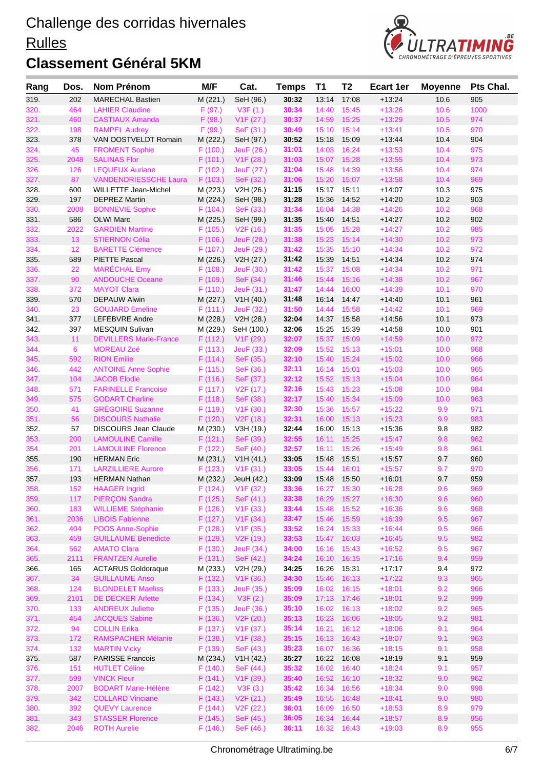# Challenge des corridas hivernales

## Rulles

## Classement Général 5KM

| Rang | Dos. | Nom Prénom | M/F | Cat. | Temps | T1 | T2 | Ecart 1er | Moyenne | Pts Chal. |
|---|---|---|---|---|---|---|---|---|---|---|
| 319. | 202 | MARECHAL Bastien | M (221.) | SeH (96.) | 30:32 | 13:14 | 17:08 | +13:24 | 10.6 | 905 |
| 320. | 464 | LAHIER Claudine | F (97.) | V3F (1.) | 30:34 | 14:40 | 15:45 | +13:26 | 10.6 | 1000 |
| 321. | 460 | CASTIAUX Amanda | F (98.) | V1F (27.) | 30:37 | 14:59 | 15:25 | +13:29 | 10.5 | 974 |
| 322. | 198 | RAMPEL Audrey | F (99.) | SeF (31.) | 30:49 | 15:10 | 15:14 | +13:41 | 10.5 | 970 |
| 323. | 378 | VAN OOSTVELDT Romain | M (222.) | SeH (97.) | 30:52 | 15:18 | 15:09 | +13:44 | 10.4 | 904 |
| 324. | 45 | FROMENT Sophie | F (100.) | JeuF (26.) | 31:01 | 14:03 | 16:24 | +13:53 | 10.4 | 975 |
| 325. | 2048 | SALINAS Flor | F (101.) | V1F (28.) | 31:03 | 15:07 | 15:28 | +13:55 | 10.4 | 973 |
| 326. | 126 | LEQUEUX Auriane | F (102.) | JeuF (27.) | 31:04 | 15:48 | 14:39 | +13:56 | 10.4 | 974 |
| 327. | 87 | VANDENDRIESSCHE Laura | F (103.) | SeF (32.) | 31:06 | 15:20 | 15:07 | +13:58 | 10.4 | 969 |
| 328. | 600 | WILLETTE Jean-Michel | M (223.) | V2H (26.) | 31:15 | 15:17 | 15:11 | +14:07 | 10.3 | 975 |
| 329. | 197 | DEPREZ Martin | M (224.) | SeH (98.) | 31:28 | 15:36 | 14:52 | +14:20 | 10.2 | 903 |
| 330. | 2008 | BONNEVIE Sophie | F (104.) | SeF (33.) | 31:34 | 16:04 | 14:38 | +14:26 | 10.2 | 968 |
| 331. | 586 | OLWI Marc | M (225.) | SeH (99.) | 31:35 | 15:40 | 14:51 | +14:27 | 10.2 | 902 |
| 332. | 2022 | GARDIEN Martine | F (105.) | V2F (16.) | 31:35 | 15:05 | 15:28 | +14:27 | 10.2 | 985 |
| 333. | 13 | STIERNON Célia | F (106.) | JeuF (28.) | 31:38 | 15:23 | 15:14 | +14:30 | 10.2 | 973 |
| 334. | 12 | BARETTE Clémence | F (107.) | JeuF (29.) | 31:42 | 15:35 | 15:10 | +14:34 | 10.2 | 972 |
| 335. | 589 | PIETTE Pascal | M (226.) | V2H (27.) | 31:42 | 15:39 | 14:51 | +14:34 | 10.2 | 974 |
| 336. | 22 | MARÉCHAL Emy | F (108.) | JeuF (30.) | 31:42 | 15:37 | 15:08 | +14:34 | 10.2 | 971 |
| 337. | 90 | ANDOUCHE Oceane | F (109.) | SeF (34.) | 31:46 | 15:44 | 15:16 | +14:38 | 10.2 | 967 |
| 338. | 372 | MAYOT Clara | F (110.) | JeuF (31.) | 31:47 | 14:44 | 16:00 | +14:39 | 10.1 | 970 |
| 339. | 570 | DEPAUW Alwin | M (227.) | V1H (40.) | 31:48 | 16:14 | 14:47 | +14:40 | 10.1 | 961 |
| 340. | 23 | GOUJARD Emeline | F (111.) | JeuF (32.) | 31:50 | 14:44 | 15:58 | +14:42 | 10.1 | 969 |
| 341. | 377 | LEFEBVRE Andre | M (228.) | V2H (28.) | 32:04 | 14:37 | 15:58 | +14:56 | 10.1 | 973 |
| 342. | 397 | MESQUIN Sulivan | M (229.) | SeH (100.) | 32:06 | 15:25 | 15:39 | +14:58 | 10.0 | 901 |
| 343. | 11 | DEVILLERS Marie-France | F (112.) | V1F (29.) | 32:07 | 15:37 | 15:09 | +14:59 | 10.0 | 972 |
| 344. | 6 | MOREAU Zoé | F (113.) | JeuF (33.) | 32:09 | 15:52 | 15:13 | +15:01 | 10.0 | 968 |
| 345. | 592 | RION Emilie | F (114.) | SeF (35.) | 32:10 | 15:40 | 15:24 | +15:02 | 10.0 | 966 |
| 346. | 442 | ANTOINE Anne Sophie | F (115.) | SeF (36.) | 32:11 | 16:14 | 15:01 | +15:03 | 10.0 | 965 |
| 347. | 104 | JACOB Elodie | F (116.) | SeF (37.) | 32:12 | 15:52 | 15:13 | +15:04 | 10.0 | 964 |
| 348. | 571 | FARINELLE Francoise | F (117.) | V2F (17.) | 32:16 | 15:43 | 15:23 | +15:08 | 10.0 | 984 |
| 349. | 575 | GODART Charline | F (118.) | SeF (38.) | 32:17 | 15:40 | 15:34 | +15:09 | 10.0 | 963 |
| 350. | 41 | GRÉGOIRE Suzanne | F (119.) | V1F (30.) | 32:30 | 15:36 | 15:57 | +15:22 | 9.9 | 971 |
| 351. | 56 | DISCOURS Nathalie | F (120.) | V2F (18.) | 32:31 | 16:00 | 15:13 | +15:23 | 9.9 | 983 |
| 352. | 57 | DISCOURS Jean Claude | M (230.) | V3H (19.) | 32:44 | 16:00 | 15:13 | +15:36 | 9.8 | 982 |
| 353. | 200 | LAMOULINE Camille | F (121.) | SeF (39.) | 32:55 | 16:11 | 15:25 | +15:47 | 9.8 | 962 |
| 354. | 201 | LAMOULINE Florence | F (122.) | SeF (40.) | 32:57 | 16:11 | 15:26 | +15:49 | 9.8 | 961 |
| 355. | 190 | HERMAN Eric | M (231.) | V1H (41.) | 33:05 | 15:48 | 15:51 | +15:57 | 9.7 | 960 |
| 356. | 171 | LARZILLIERE Aurore | F (123.) | V1F (31.) | 33:05 | 15:44 | 16:01 | +15:57 | 9.7 | 970 |
| 357. | 193 | HERMAN Nathan | M (232.) | JeuH (42.) | 33:09 | 15:48 | 15:50 | +16:01 | 9.7 | 959 |
| 358. | 152 | HAAGER Ingrid | F (124.) | V1F (32.) | 33:36 | 16:27 | 15:30 | +16:28 | 9.6 | 969 |
| 359. | 117 | PIERÇON Sandra | F (125.) | SeF (41.) | 33:38 | 16:29 | 15:27 | +16:30 | 9.6 | 960 |
| 360. | 183 | WILLIEME Stéphanie | F (126.) | V1F (33.) | 33:44 | 15:48 | 15:52 | +16:36 | 9.6 | 968 |
| 361. | 2036 | LIBOIS Fabienne | F (127.) | V1F (34.) | 33:47 | 15:46 | 15:59 | +16:39 | 9.5 | 967 |
| 362. | 404 | POOS Anne-Sophie | F (128.) | V1F (35.) | 33:52 | 16:24 | 15:33 | +16:44 | 9.5 | 966 |
| 363. | 459 | GUILLAUME Benedicte | F (129.) | V2F (19.) | 33:53 | 15:47 | 16:03 | +16:45 | 9.5 | 982 |
| 364. | 562 | AMATO Clara | F (130.) | JeuF (34.) | 34:00 | 16:16 | 15:43 | +16:52 | 9.5 | 967 |
| 365. | 2111 | FRANTZEN Aurelie | F (131.) | SeF (42.) | 34:24 | 16:10 | 16:15 | +17:16 | 9.4 | 959 |
| 366. | 165 | ACTARUS Goldoraque | M (233.) | V2H (29.) | 34:25 | 16:26 | 15:31 | +17:17 | 9.4 | 972 |
| 367. | 34 | GUILLAUME Anso | F (132.) | V1F (36.) | 34:30 | 15:46 | 16:10 | +17:22 | 9.3 | 965 |
| 368. | 124 | BLONDELET Maeliss | F (133.) | JeuF (35.) | 35:09 | 16:02 | 16:15 | +18:01 | 9.2 | 966 |
| 369. | 2101 | DE DECKER Arlette | F (134.) | V3F (2.) | 35:09 | 17:13 | 17:46 | +18:01 | 9.2 | 999 |
| 370. | 133 | ANDREUX Juliette | F (135.) | JeuF (36.) | 35:10 | 16:02 | 16:13 | +18:02 | 9.2 | 965 |
| 371. | 454 | JACQUES Sabine | F (136.) | V2F (20.) | 35:13 | 16:23 | 16:06 | +18:05 | 9.2 | 981 |
| 372. | 94 | COLLIN Erika | F (137.) | V1F (37.) | 35:14 | 16:21 | 16:12 | +18:06 | 9.1 | 964 |
| 373. | 172 | RAMSPACHER Mélanie | F (138.) | V1F (38.) | 35:15 | 16:13 | 16:43 | +18:07 | 9.1 | 963 |
| 374. | 132 | MARTIN Vicky | F (139.) | SeF (43.) | 35:23 | 16:07 | 16:36 | +18:15 | 9.1 | 958 |
| 375. | 587 | PARISSE Francois | M (234.) | V1H (42.) | 35:27 | 16:22 | 16:08 | +18:19 | 9.1 | 959 |
| 376. | 151 | HUTLET Céline | F (140.) | SeF (44.) | 35:32 | 16:02 | 16:40 | +18:24 | 9.1 | 957 |
| 377. | 599 | VINCK Fleur | F (141.) | V1F (39.) | 35:40 | 16:52 | 16:10 | +18:32 | 9.0 | 962 |
| 378. | 2007 | BODART Marie-Hélène | F (142.) | V3F (3.) | 35:42 | 16:34 | 16:56 | +18:34 | 9.0 | 998 |
| 379. | 342 | COLLARD Vinciane | F (143.) | V2F (21.) | 35:49 | 16:55 | 16:48 | +18:41 | 9.0 | 980 |
| 380. | 392 | QUEVY Laurence | F (144.) | V2F (22.) | 36:01 | 16:09 | 16:50 | +18:53 | 8.9 | 979 |
| 381. | 343 | STASSER Florence | F (145.) | SeF (45.) | 36:05 | 16:34 | 16:44 | +18:57 | 8.9 | 956 |
| 382. | 2046 | ROTH Aurelie | F (146.) | SeF (46.) | 36:11 | 16:32 | 16:43 | +19:03 | 8.9 | 955 |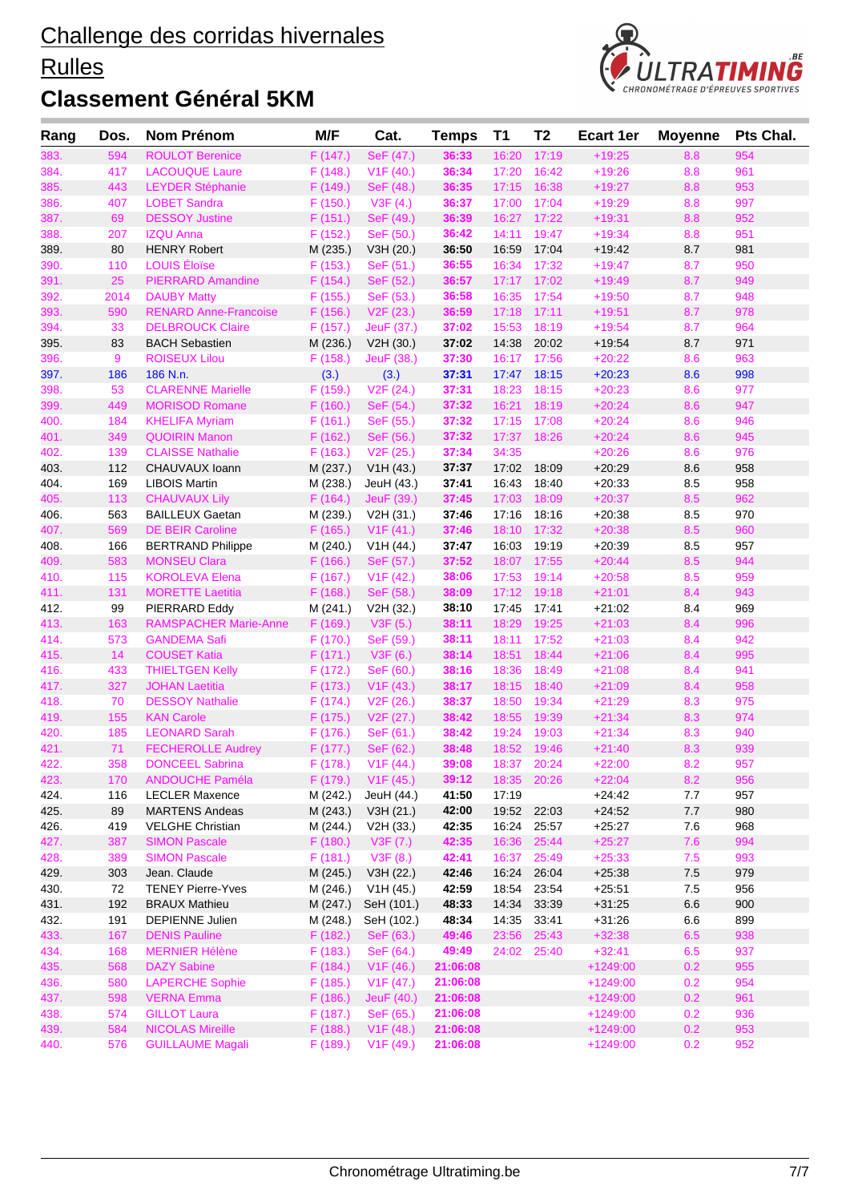# Challenge des corridas hivernales

## Rulles

## Classement Général 5KM

| Rang | Dos. | Nom Prénom | M/F | Cat. | Temps | T1 | T2 | Ecart 1er | Moyenne | Pts Chal. |
|---|---|---|---|---|---|---|---|---|---|---|
| 383. | 594 | ROULOT Berenice | F (147.) | SeF (47.) | **36:33** | 16:20 | 17:19 | +19:25 | 8.8 | 954 |
| 384. | 417 | LACOUQUE Laure | F (148.) | V1F (40.) | **36:34** | 17:20 | 16:42 | +19:26 | 8.8 | 961 |
| 385. | 443 | LEYDER Stéphanie | F (149.) | SeF (48.) | **36:35** | 17:15 | 16:38 | +19:27 | 8.8 | 953 |
| 386. | 407 | LOBET Sandra | F (150.) | V3F (4.) | **36:37** | 17:00 | 17:04 | +19:29 | 8.8 | 997 |
| 387. | 69 | DESSOY Justine | F (151.) | SeF (49.) | **36:39** | 16:27 | 17:22 | +19:31 | 8.8 | 952 |
| 388. | 207 | IZQU Anna | F (152.) | SeF (50.) | **36:42** | 14:11 | 19:47 | +19:34 | 8.8 | 951 |
| 389. | 80 | HENRY Robert | M (235.) | V3H (20.) | **36:50** | 16:59 | 17:04 | +19:42 | 8.7 | 981 |
| 390. | 110 | LOUIS Éloïse | F (153.) | SeF (51.) | **36:55** | 16:34 | 17:32 | +19:47 | 8.7 | 950 |
| 391. | 25 | PIERRARD Amandine | F (154.) | SeF (52.) | **36:57** | 17:17 | 17:02 | +19:49 | 8.7 | 949 |
| 392. | 2014 | DAUBY Matty | F (155.) | SeF (53.) | **36:58** | 16:35 | 17:54 | +19:50 | 8.7 | 948 |
| 393. | 590 | RENARD Anne-Francoise | F (156.) | V2F (23.) | **36:59** | 17:18 | 17:11 | +19:51 | 8.7 | 978 |
| 394. | 33 | DELBROUCK Claire | F (157.) | JeuF (37.) | **37:02** | 15:53 | 18:19 | +19:54 | 8.7 | 964 |
| 395. | 83 | BACH Sebastien | M (236.) | V2H (30.) | **37:02** | 14:38 | 20:02 | +19:54 | 8.7 | 971 |
| 396. | 9 | ROISEUX Lilou | F (158.) | JeuF (38.) | **37:30** | 16:17 | 17:56 | +20:22 | 8.6 | 963 |
| 397. | 186 | 186 N.n. | (3.) | (3.) | **37:31** | 17:47 | 18:15 | +20:23 | 8.6 | 998 |
| 398. | 53 | CLARENNE Marielle | F (159.) | V2F (24.) | **37:31** | 18:23 | 18:15 | +20:23 | 8.6 | 977 |
| 399. | 449 | MORISOD Romane | F (160.) | SeF (54.) | **37:32** | 16:21 | 18:19 | +20:24 | 8.6 | 947 |
| 400. | 184 | KHELIFA Myriam | F (161.) | SeF (55.) | **37:32** | 17:15 | 17:08 | +20:24 | 8.6 | 946 |
| 401. | 349 | QUOIRIN Manon | F (162.) | SeF (56.) | **37:32** | 17:37 | 18:26 | +20:24 | 8.6 | 945 |
| 402. | 139 | CLAISSE Nathalie | F (163.) | V2F (25.) | **37:34** | 34:35 | | +20:26 | 8.6 | 976 |
| 403. | 112 | CHAUVAUX Ioann | M (237.) | V1H (43.) | **37:37** | 17:02 | 18:09 | +20:29 | 8.6 | 958 |
| 404. | 169 | LIBOIS Martin | M (238.) | JeuH (43.) | **37:41** | 16:43 | 18:40 | +20:33 | 8.5 | 958 |
| 405. | 113 | CHAUVAUX Lily | F (164.) | JeuF (39.) | **37:45** | 17:03 | 18:09 | +20:37 | 8.5 | 962 |
| 406. | 563 | BAILLEUX Gaetan | M (239.) | V2H (31.) | **37:46** | 17:16 | 18:16 | +20:38 | 8.5 | 970 |
| 407. | 569 | DE BEIR Caroline | F (165.) | V1F (41.) | **37:46** | 18:10 | 17:32 | +20:38 | 8.5 | 960 |
| 408. | 166 | BERTRAND Philippe | M (240.) | V1H (44.) | **37:47** | 16:03 | 19:19 | +20:39 | 8.5 | 957 |
| 409. | 583 | MONSEU Clara | F (166.) | SeF (57.) | **37:52** | 18:07 | 17:55 | +20:44 | 8.5 | 944 |
| 410. | 115 | KOROLEVA Elena | F (167.) | V1F (42.) | **38:06** | 17:53 | 19:14 | +20:58 | 8.5 | 959 |
| 411. | 131 | MORETTE Laetitia | F (168.) | SeF (58.) | **38:09** | 17:12 | 19:18 | +21:01 | 8.4 | 943 |
| 412. | 99 | PIERRARD Eddy | M (241.) | V2H (32.) | **38:10** | 17:45 | 17:41 | +21:02 | 8.4 | 969 |
| 413. | 163 | RAMSPACHER Marie-Anne | F (169.) | V3F (5.) | **38:11** | 18:29 | 19:25 | +21:03 | 8.4 | 996 |
| 414. | 573 | GANDEMA Safi | F (170.) | SeF (59.) | **38:11** | 18:11 | 17:52 | +21:03 | 8.4 | 942 |
| 415. | 14 | COUSET Katia | F (171.) | V3F (6.) | **38:14** | 18:51 | 18:44 | +21:06 | 8.4 | 995 |
| 416. | 433 | THIELTGEN Kelly | F (172.) | SeF (60.) | **38:16** | 18:36 | 18:49 | +21:08 | 8.4 | 941 |
| 417. | 327 | JOHAN Laetitia | F (173.) | V1F (43.) | **38:17** | 18:15 | 18:40 | +21:09 | 8.4 | 958 |
| 418. | 70 | DESSOY Nathalie | F (174.) | V2F (26.) | **38:37** | 18:50 | 19:34 | +21:29 | 8.3 | 975 |
| 419. | 155 | KAN Carole | F (175.) | V2F (27.) | **38:42** | 18:55 | 19:39 | +21:34 | 8.3 | 974 |
| 420. | 185 | LEONARD Sarah | F (176.) | SeF (61.) | **38:42** | 19:24 | 19:03 | +21:34 | 8.3 | 940 |
| 421. | 71 | FECHEROLLE Audrey | F (177.) | SeF (62.) | **38:48** | 18:52 | 19:46 | +21:40 | 8.3 | 939 |
| 422. | 358 | DONCEEL Sabrina | F (178.) | V1F (44.) | **39:08** | 18:37 | 20:24 | +22:00 | 8.2 | 957 |
| 423. | 170 | ANDOUCHE Paméla | F (179.) | V1F (45.) | **39:12** | 18:35 | 20:26 | +22:04 | 8.2 | 956 |
| 424. | 116 | LECLER Maxence | M (242.) | JeuH (44.) | **41:50** | 17:19 | | +24:42 | 7.7 | 957 |
| 425. | 89 | MARTENS Andeas | M (243.) | V3H (21.) | **42:00** | 19:52 | 22:03 | +24:52 | 7.7 | 980 |
| 426. | 419 | VELGHE Christian | M (244.) | V2H (33.) | **42:35** | 16:24 | 25:57 | +25:27 | 7.6 | 968 |
| 427. | 387 | SIMON Pascale | F (180.) | V3F (7.) | **42:35** | 16:36 | 25:44 | +25:27 | 7.6 | 994 |
| 428. | 389 | SIMON Pascale | F (181.) | V3F (8.) | **42:41** | 16:37 | 25:49 | +25:33 | 7.5 | 993 |
| 429. | 303 | Jean. Claude | M (245.) | V3H (22.) | **42:46** | 16:24 | 26:04 | +25:38 | 7.5 | 979 |
| 430. | 72 | TENEY Pierre-Yves | M (246.) | V1H (45.) | **42:59** | 18:54 | 23:54 | +25:51 | 7.5 | 956 |
| 431. | 192 | BRAUX Mathieu | M (247.) | SeH (101.) | **48:33** | 14:34 | 33:39 | +31:25 | 6.6 | 900 |
| 432. | 191 | DEPIENNE Julien | M (248.) | SeH (102.) | **48:34** | 14:35 | 33:41 | +31:26 | 6.6 | 899 |
| 433. | 167 | DENIS Pauline | F (182.) | SeF (63.) | **49:46** | 23:56 | 25:43 | +32:38 | 6.5 | 938 |
| 434. | 168 | MERNIER Hélène | F (183.) | SeF (64.) | **49:49** | 24:02 | 25:40 | +32:41 | 6.5 | 937 |
| 435. | 568 | DAZY Sabine | F (184.) | V1F (46.) | **21:06:08** | | | +1249:00 | 0.2 | 955 |
| 436. | 580 | LAPERCHE Sophie | F (185.) | V1F (47.) | **21:06:08** | | | +1249:00 | 0.2 | 954 |
| 437. | 598 | VERNA Emma | F (186.) | JeuF (40.) | **21:06:08** | | | +1249:00 | 0.2 | 961 |
| 438. | 574 | GILLOT Laura | F (187.) | SeF (65.) | **21:06:08** | | | +1249:00 | 0.2 | 936 |
| 439. | 584 | NICOLAS Mireille | F (188.) | V1F (48.) | **21:06:08** | | | +1249:00 | 0.2 | 953 |
| 440. | 576 | GUILLAUME Magali | F (189.) | V1F (49.) | **21:06:08** | | | +1249:00 | 0.2 | 952 |